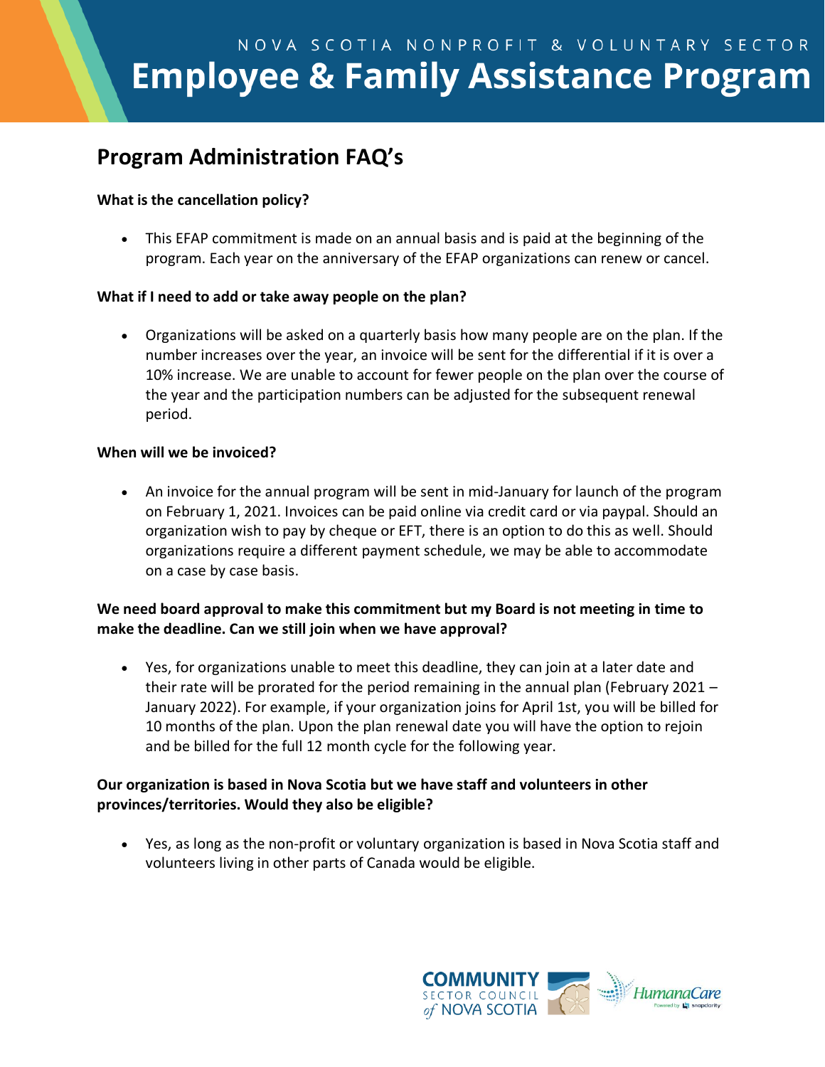NOVA SCOTIA NONPROFIT & VOLUNTARY SECTOR

# Employee & Family Assistance Program

## Program Administration FAQ's

**What is the cancellation policy?**

- This EFAP commitment is made on an annual basis and is paid at the beginning of the program. Each year on the anniversary of the EFAP organizations can renew or cancel.

**What if I need to add or take away people on the plan?**

- Organizations will be asked on a quarterly basis how many people are on the plan. If the number increases over the year, an invoice will be sent for the differential if it is over a 10% increase. We are unable to account for fewer people on the plan over the course of the year and the participation numbers can be adjusted for the subsequent renewal period.

**When will we be invoiced?**

- An invoice for the annual program will be sent in mid-January for launch of the program on February 1, 2021. Invoices can be paid online via credit card or via paypal. Should an organization wish to pay by cheque or EFT, there is an option to do this as well. Should organizations require a different payment schedule, we may be able to accommodate on a case by case basis.

**We need board approval to make this commitment but my Board is not meeting in time to make the deadline. Can we still join when we have approval?**

- Yes, for organizations unable to meet this deadline, they can join at a later date and their rate will be prorated for the period remaining in the annual plan (February 2021 – January 2022). For example, if your organization joins for April 1st, you will be billed for 10 months of the plan. Upon the plan renewal date you will have the option to rejoin and be billed for the full 12 month cycle for the following year.

**Our organization is based in Nova Scotia but we have staff and volunteers in other provinces/territories. Would they also be eligible?**

- Yes, as long as the non-profit or voluntary organization is based in Nova Scotia staff and volunteers living in other parts of Canada would be eligible.

COMMUNITY SECTOR COUNCIL of NOVA SCOTIA

HumanaCare Powered by snapclarity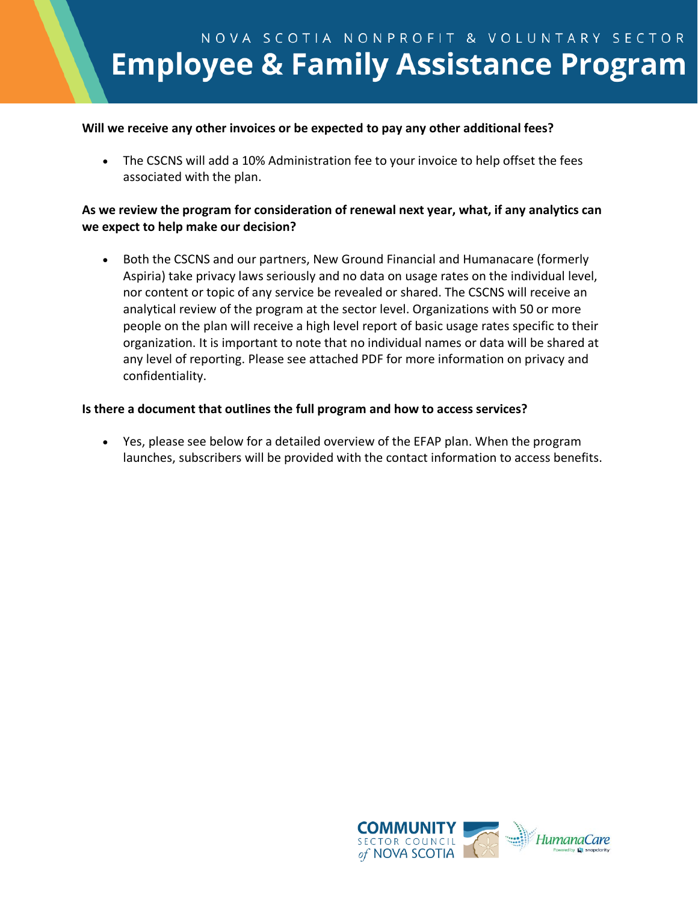**Will we receive any other invoices or be expected to pay any other additional fees?**

- The CSCNS will add a 10% Administration fee to your invoice to help offset the fees associated with the plan.

**As we review the program for consideration of renewal next year, what, if any analytics can we expect to help make our decision?**

- Both the CSCNS and our partners, New Ground Financial and Humanacare (formerly Aspiria) take privacy laws seriously and no data on usage rates on the individual level, nor content or topic of any service be revealed or shared. The CSCNS will receive an analytical review of the program at the sector level. Organizations with 50 or more people on the plan will receive a high level report of basic usage rates specific to their organization. It is important to note that no individual names or data will be shared at any level of reporting. Please see attached PDF for more information on privacy and confidentiality.

**Is there a document that outlines the full program and how to access services?**

- Yes, please see below for a detailed overview of the EFAP plan. When the program launches, subscribers will be provided with the contact information to access benefits.